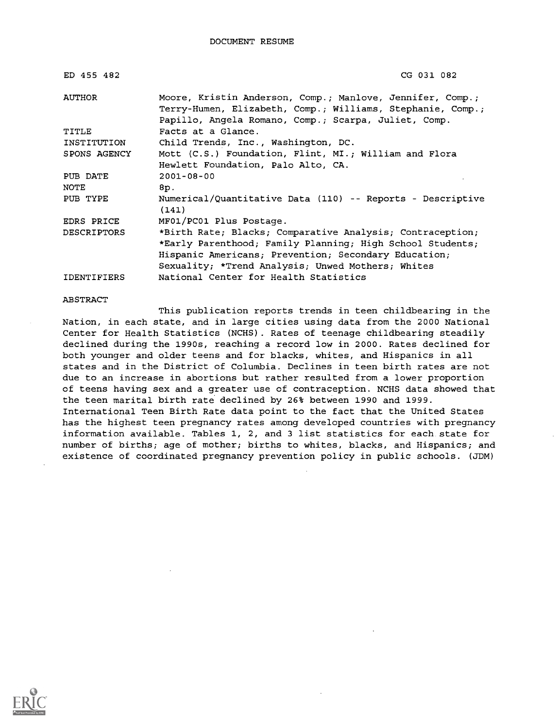DOCUMENT RESUME

| ED 455 482 | CG 031 082 |
|---|---|
| AUTHOR | Moore, Kristin Anderson, Comp.; Manlove, Jennifer, Comp.; Terry-Humen, Elizabeth, Comp.; Williams, Stephanie, Comp.; Papillo, Angela Romano, Comp.; Scarpa, Juliet, Comp. |
| TITLE | Facts at a Glance. |
| INSTITUTION | Child Trends, Inc., Washington, DC. |
| SPONS AGENCY | Mott (C.S.) Foundation, Flint, MI.; William and Flora Hewlett Foundation, Palo Alto, CA. |
| PUB DATE | 2001-08-00 |
| NOTE | 8p. |
| PUB TYPE | Numerical/Quantitative Data (110) -- Reports - Descriptive (141) |
| EDRS PRICE | MF01/PC01 Plus Postage. |
| DESCRIPTORS | *Birth Rate; Blacks; Comparative Analysis; Contraception; *Early Parenthood; Family Planning; High School Students; Hispanic Americans; Prevention; Secondary Education; Sexuality; *Trend Analysis; Unwed Mothers; Whites |
| IDENTIFIERS | National Center for Health Statistics |

ABSTRACT

This publication reports trends in teen childbearing in the Nation, in each state, and in large cities using data from the 2000 National Center for Health Statistics (NCHS). Rates of teenage childbearing steadily declined during the 1990s, reaching a record low in 2000. Rates declined for both younger and older teens and for blacks, whites, and Hispanics in all states and in the District of Columbia. Declines in teen birth rates are not due to an increase in abortions but rather resulted from a lower proportion of teens having sex and a greater use of contraception. NCHS data showed that the teen marital birth rate declined by 26% between 1990 and 1999. International Teen Birth Rate data point to the fact that the United States has the highest teen pregnancy rates among developed countries with pregnancy information available. Tables 1, 2, and 3 list statistics for each state for number of births; age of mother; births to whites, blacks, and Hispanics; and existence of coordinated pregnancy prevention policy in public schools. (JDM)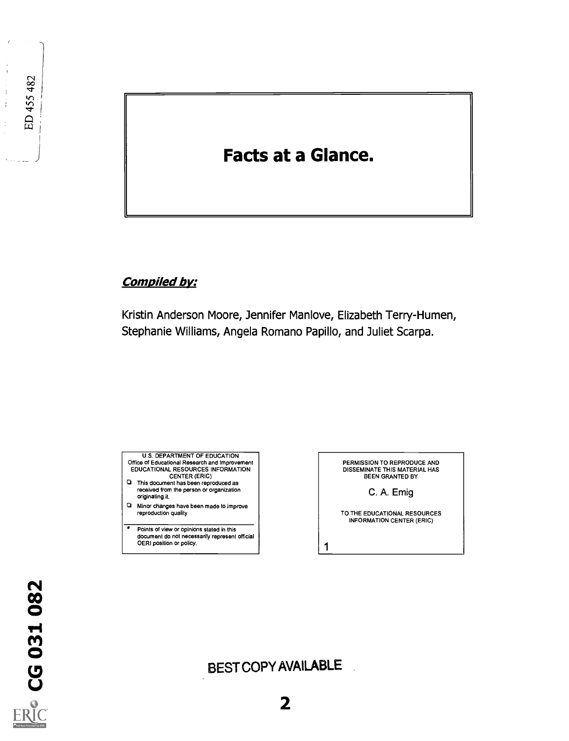ED 455 482

# Facts at a Glance.

***Compiled by:***

Kristin Anderson Moore, Jennifer Manlove, Elizabeth Terry-Humen, Stephanie Williams, Angela Romano Papillo, and Juliet Scarpa.

U.S. DEPARTMENT OF EDUCATION
Office of Educational Research and Improvement
EDUCATIONAL RESOURCES INFORMATION CENTER (ERIC)

- This document has been reproduced as received from the person or organization originating it.
- Minor changes have been made to improve reproduction quality

- Points of view or opinions stated in this document do not necessarily represent official OERI position or policy.

PERMISSION TO REPRODUCE AND DISSEMINATE THIS MATERIAL HAS BEEN GRANTED BY

C. A. Emig

TO THE EDUCATIONAL RESOURCES INFORMATION CENTER (ERIC)

1

CG 031 082

BEST COPY AVAILABLE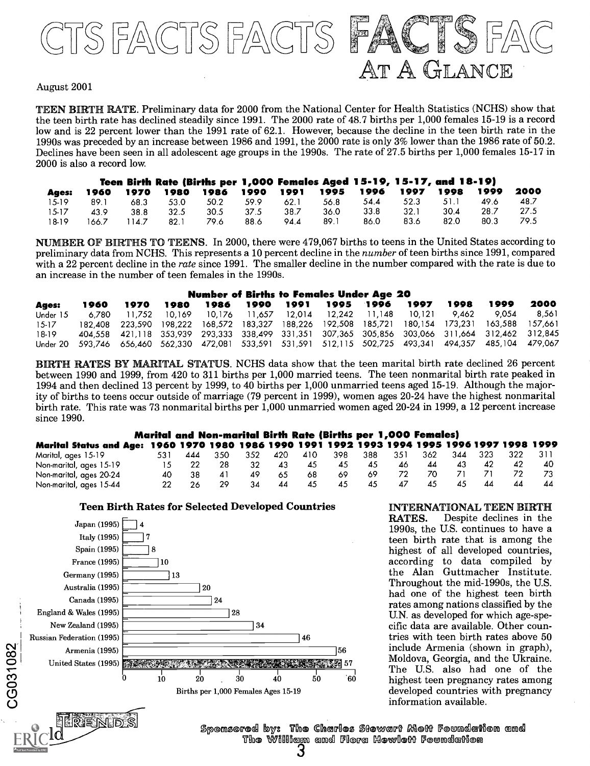# FACTS AT A GLANCE

August 2001

**TEEN BIRTH RATE.** Preliminary data for 2000 from the National Center for Health Statistics (NCHS) show that the teen birth rate has declined steadily since 1991. The 2000 rate of 48.7 births per 1,000 females 15-19 is a record low and is 22 percent lower than the 1991 rate of 62.1. However, because the decline in the teen birth rate in the 1990s was preceded by an increase between 1986 and 1991, the 2000 rate is only 3% lower than the 1986 rate of 50.2. Declines have been seen in all adolescent age groups in the 1990s. The rate of 27.5 births per 1,000 females 15-17 in 2000 is also a record low.

**Teen Birth Rate (Births per 1,000 Females Aged 15-19, 15-17, and 18-19)**

| Ages: | 1960 | 1970 | 1980 | 1986 | 1990 | 1991 | 1995 | 1996 | 1997 | 1998 | 1999 | 2000 |
|---|---|---|---|---|---|---|---|---|---|---|---|---|
| 15-19 | 89.1 | 68.3 | 53.0 | 50.2 | 59.9 | 62.1 | 56.8 | 54.4 | 52.3 | 51.1 | 49.6 | 48.7 |
| 15-17 | 43.9 | 38.8 | 32.5 | 30.5 | 37.5 | 38.7 | 36.0 | 33.8 | 32.1 | 30.4 | 28.7 | 27.5 |
| 18-19 | 166.7 | 114.7 | 82.1 | 79.6 | 88.6 | 94.4 | 89.1 | 86.0 | 83.6 | 82.0 | 80.3 | 79.5 |

**NUMBER OF BIRTHS TO TEENS.** In 2000, there were 479,067 births to teens in the United States according to preliminary data from NCHS. This represents a 10 percent decline in the *number* of teen births since 1991, compared with a 22 percent decline in the *rate* since 1991. The smaller decline in the number compared with the rate is due to an increase in the number of teen females in the 1990s.

**Number of Births to Females Under Age 20**

| Ages: | 1960 | 1970 | 1980 | 1986 | 1990 | 1991 | 1995 | 1996 | 1997 | 1998 | 1999 | 2000 |
|---|---|---|---|---|---|---|---|---|---|---|---|---|
| Under 15 | 6,780 | 11,752 | 10,169 | 10,176 | 11,657 | 12,014 | 12,242 | 11,148 | 10,121 | 9,462 | 9,054 | 8,561 |
| 15-17 | 182,408 | 223,590 | 198,222 | 168,572 | 183,327 | 188,226 | 192,508 | 185,721 | 180,154 | 173,231 | 163,588 | 157,661 |
| 18-19 | 404,558 | 421,118 | 353,939 | 293,333 | 338,499 | 331,351 | 307,365 | 305,856 | 303,066 | 311,664 | 312,462 | 312,845 |
| Under 20 | 593,746 | 656,460 | 562,330 | 472,081 | 533,591 | 531,591 | 512,115 | 502,725 | 493,341 | 494,357 | 485,104 | 479,067 |

**BIRTH RATES BY MARITAL STATUS.** NCHS data show that the teen marital birth rate declined 26 percent between 1990 and 1999, from 420 to 311 births per 1,000 married teens. The teen nonmarital birth rate peaked in 1994 and then declined 13 percent by 1999, to 40 births per 1,000 unmarried teens aged 15-19. Although the majority of births to teens occur outside of marriage (79 percent in 1999), women ages 20-24 have the highest nonmarital birth rate. This rate was 73 nonmarital births per 1,000 unmarried women aged 20-24 in 1999, a 12 percent increase since 1990.

**Marital and Non-marital Birth Rate (Births per 1,000 Females)**

| Marital Status and Age: | 1960 | 1970 | 1980 | 1986 | 1990 | 1991 | 1992 | 1993 | 1994 | 1995 | 1996 | 1997 | 1998 | 1999 |
|---|---|---|---|---|---|---|---|---|---|---|---|---|---|---|
| Marital, ages 15-19 | 531 | 444 | 350 | 352 | 420 | 410 | 398 | 388 | 351 | 362 | 344 | 323 | 322 | 311 |
| Non-marital, ages 15-19 | 15 | 22 | 28 | 32 | 43 | 45 | 45 | 45 | 46 | 44 | 43 | 42 | 42 | 40 |
| Non-marital, ages 20-24 | 40 | 38 | 41 | 49 | 65 | 68 | 69 | 69 | 72 | 70 | 71 | 71 | 72 | 73 |
| Non-marital, ages 15-44 | 22 | 26 | 29 | 34 | 44 | 45 | 45 | 45 | 47 | 45 | 45 | 44 | 44 | 44 |

**Teen Birth Rates for Selected Developed Countries**

| Country | Births per 1,000 Females Ages 15-19 |
|---|---|
| Japan (1995) | 4 |
| Italy (1995) | 7 |
| Spain (1995) | 8 |
| France (1995) | 10 |
| Germany (1995) | 13 |
| Australia (1995) | 20 |
| Canada (1995) | 24 |
| England & Wales (1995) | 28 |
| New Zealand (1995) | 34 |
| Russian Federation (1995) | 46 |
| Armenia (1995) | 56 |
| United States (1995) | 57 |

**INTERNATIONAL TEEN BIRTH RATES.** Despite declines in the 1990s, the U.S. continues to have a teen birth rate that is among the highest of all developed countries, according to data compiled by the Alan Guttmacher Institute. Throughout the mid-1990s, the U.S. had one of the highest teen birth rates among nations classified by the U.N. as developed for which age-specific data are available. Other countries with teen birth rates above 50 include Armenia (shown in graph), Moldova, Georgia, and the Ukraine. The U.S. also had one of the highest teen pregnancy rates among developed countries with pregnancy information available.

Sponsored by: The Charles Stewart Mott Foundation and The William and Flora Hewlett Foundation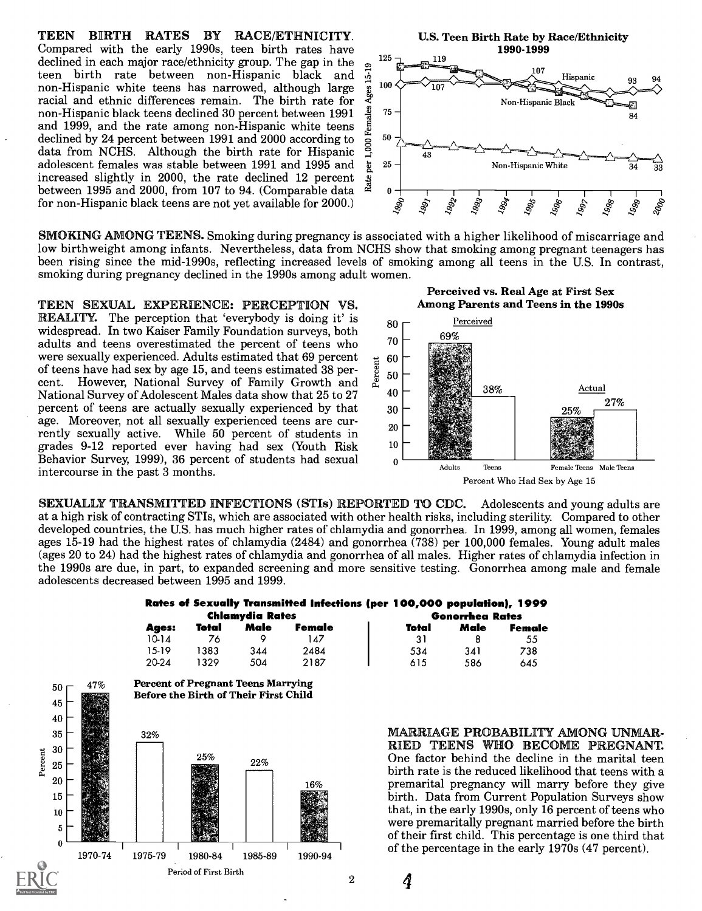**TEEN BIRTH RATES BY RACE/ETHNICITY.** Compared with the early 1990s, teen birth rates have declined in each major race/ethnicity group. The gap in the teen birth rate between non-Hispanic black and non-Hispanic white teens has narrowed, although large racial and ethnic differences remain. The birth rate for non-Hispanic black teens declined 30 percent between 1991 and 1999, and the rate among non-Hispanic white teens declined by 24 percent between 1991 and 2000 according to data from NCHS. Although the birth rate for Hispanic adolescent females was stable between 1991 and 1995 and increased slightly in 2000, the rate declined 12 percent between 1995 and 2000, from 107 to 94. (Comparable data for non-Hispanic black teens are not yet available for 2000.)

**U.S. Teen Birth Rate by Race/Ethnicity 1990-1999**

**SMOKING AMONG TEENS.** Smoking during pregnancy is associated with a higher likelihood of miscarriage and low birthweight among infants. Nevertheless, data from NCHS show that smoking among pregnant teenagers has been rising since the mid-1990s, reflecting increased levels of smoking among all teens in the U.S. In contrast, smoking during pregnancy declined in the 1990s among adult women.

**TEEN SEXUAL EXPERIENCE: PERCEPTION VS. REALITY.** The perception that 'everybody is doing it' is widespread. In two Kaiser Family Foundation surveys, both adults and teens overestimated the percent of teens who were sexually experienced. Adults estimated that 69 percent of teens have had sex by age 15, and teens estimated 38 percent. However, National Survey of Family Growth and National Survey of Adolescent Males data show that 25 to 27 percent of teens are actually sexually experienced by that age. Moreover, not all sexually experienced teens are currently sexually active. While 50 percent of students in grades 9-12 reported ever having had sex (Youth Risk Behavior Survey, 1999), 36 percent of students had sexual intercourse in the past 3 months.

**Perceived vs. Real Age at First Sex Among Parents and Teens in the 1990s**

**SEXUALLY TRANSMITTED INFECTIONS (STIs) REPORTED TO CDC.** Adolescents and young adults are at a high risk of contracting STIs, which are associated with other health risks, including sterility. Compared to other developed countries, the U.S. has much higher rates of chlamydia and gonorrhea. In 1999, among all women, females ages 15-19 had the highest rates of chlamydia (2484) and gonorrhea (738) per 100,000 females. Young adult males (ages 20 to 24) had the highest rates of chlamydia and gonorrhea of all males. Higher rates of chlamydia infection in the 1990s are due, in part, to expanded screening and more sensitive testing. Gonorrhea among male and female adolescents decreased between 1995 and 1999.

**Rates of Sexually Transmitted Infections (per 100,000 population), 1999**

| | Chlamydia Rates | | | Gonorrhea Rates | | |
|---|---|---|---|---|---|---|
| **Ages:** | **Total** | **Male** | **Female** | **Total** | **Male** | **Female** |
| 10-14 | 76 | 9 | 147 | 31 | 8 | 55 |
| 15-19 | 1383 | 344 | 2484 | 534 | 341 | 738 |
| 20-24 | 1329 | 504 | 2187 | 615 | 586 | 645 |

**Percent of Pregnant Teens Marrying Before the Birth of Their First Child**

**MARRIAGE PROBABILITY AMONG UNMARRIED TEENS WHO BECOME PREGNANT.** One factor behind the decline in the marital teen birth rate is the reduced likelihood that teens with a premarital pregnancy will marry before they give birth. Data from Current Population Surveys show that, in the early 1990s, only 16 percent of teens who were premaritally pregnant married before the birth of their first child. This percentage is one third that of the percentage in the early 1970s (47 percent).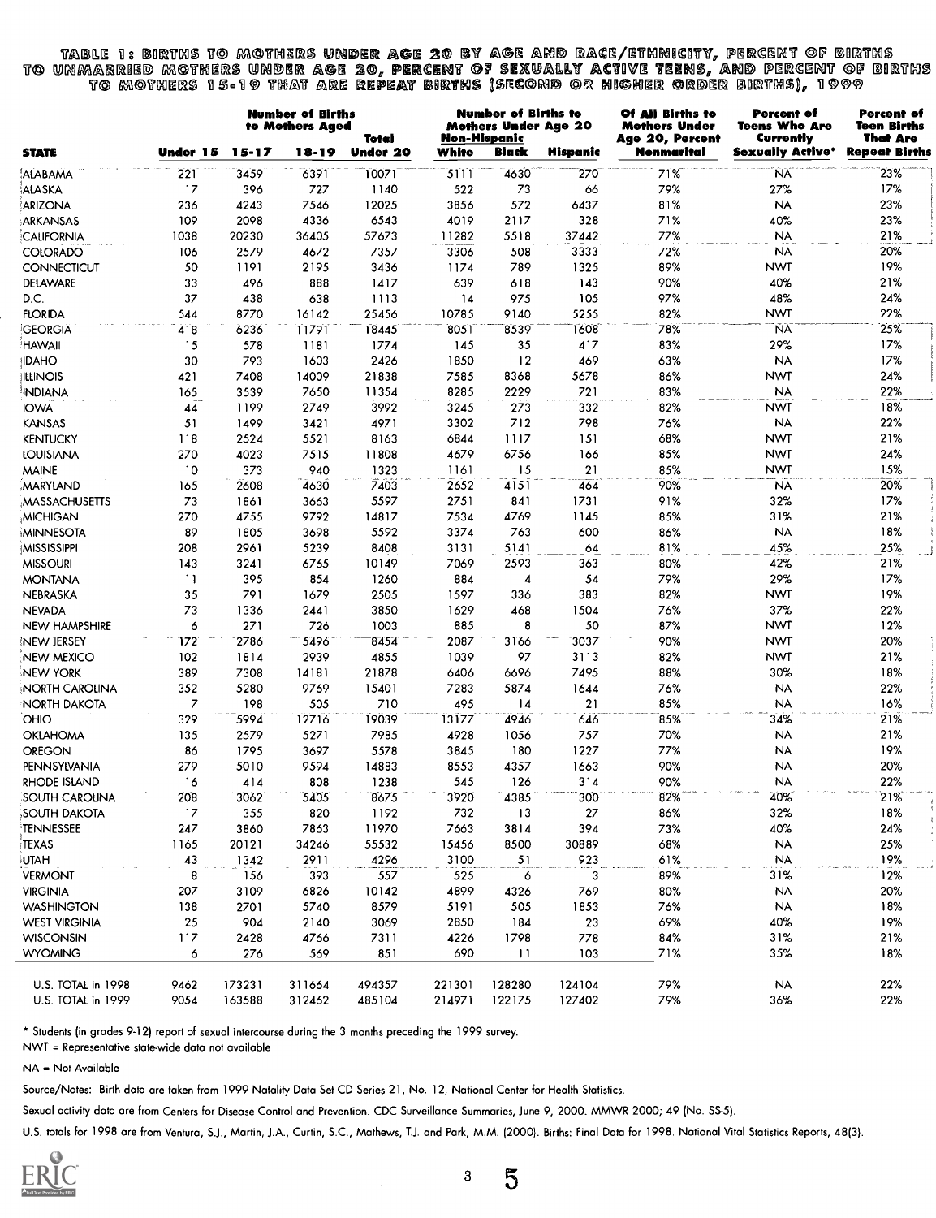# TABLE 1: BIRTHS TO MOTHERS UNDER AGE 20 BY AGE AND RACE/ETHNICITY, PERCENT OF BIRTHS TO UNMARRIED MOTHERS UNDER AGE 20, PERCENT OF SEXUALLY ACTIVE TEENS, AND PERCENT OF BIRTHS TO MOTHERS 15-19 THAT ARE REPEAT BIRTHS (SECOND OR HIGHER ORDER BIRTHS), 1999

| STATE | Number of Births to Mothers Aged Under 15 | 15-17 | 18-19 | Total Under 20 | Number of Births to Mothers Under Age 20 Non-Hispanic White | Non-Hispanic Black | Hispanic | Of All Births to Mothers Under Age 20, Percent Nonmarital | Percent of Teens Who Are Currently Sexually Active* | Percent of Teen Births That Are Repeat Births |
|---|---|---|---|---|---|---|---|---|---|---|
| ALABAMA | 221 | 3459 | 6391 | 10071 | 5111 | 4630 | 270 | 71% | NA | 23% |
| ALASKA | 17 | 396 | 727 | 1140 | 522 | 73 | 66 | 79% | 27% | 17% |
| ARIZONA | 236 | 4243 | 7546 | 12025 | 3856 | 572 | 6437 | 81% | NA | 23% |
| ARKANSAS | 109 | 2098 | 4336 | 6543 | 4019 | 2117 | 328 | 71% | 40% | 23% |
| CALIFORNIA | 1038 | 20230 | 36405 | 57673 | 11282 | 5518 | 37442 | 77% | NA | 21% |
| COLORADO | 106 | 2579 | 4672 | 7357 | 3306 | 508 | 3333 | 72% | NA | 20% |
| CONNECTICUT | 50 | 1191 | 2195 | 3436 | 1174 | 789 | 1325 | 89% | NWT | 19% |
| DELAWARE | 33 | 496 | 888 | 1417 | 639 | 618 | 143 | 90% | 40% | 21% |
| D.C. | 37 | 438 | 638 | 1113 | 14 | 975 | 105 | 97% | 48% | 24% |
| FLORIDA | 544 | 8770 | 16142 | 25456 | 10785 | 9140 | 5255 | 82% | NWT | 22% |
| GEORGIA | 418 | 6236 | 11791 | 18445 | 8051 | 8539 | 1608 | 78% | NA | 25% |
| HAWAII | 15 | 578 | 1181 | 1774 | 145 | 35 | 417 | 83% | 29% | 17% |
| IDAHO | 30 | 793 | 1603 | 2426 | 1850 | 12 | 469 | 63% | NA | 17% |
| ILLINOIS | 421 | 7408 | 14009 | 21838 | 7585 | 8368 | 5678 | 86% | NWT | 24% |
| INDIANA | 165 | 3539 | 7650 | 11354 | 8285 | 2229 | 721 | 83% | NA | 22% |
| IOWA | 44 | 1199 | 2749 | 3992 | 3245 | 273 | 332 | 82% | NWT | 18% |
| KANSAS | 51 | 1499 | 3421 | 4971 | 3302 | 712 | 798 | 76% | NA | 22% |
| KENTUCKY | 118 | 2524 | 5521 | 8163 | 6844 | 1117 | 151 | 68% | NWT | 21% |
| LOUISIANA | 270 | 4023 | 7515 | 11808 | 4679 | 6756 | 166 | 85% | NWT | 24% |
| MAINE | 10 | 373 | 940 | 1323 | 1161 | 15 | 21 | 85% | NWT | 15% |
| MARYLAND | 165 | 2608 | 4630 | 7403 | 2652 | 4151 | 464 | 90% | NA | 20% |
| MASSACHUSETTS | 73 | 1861 | 3663 | 5597 | 2751 | 841 | 1731 | 91% | 32% | 17% |
| MICHIGAN | 270 | 4755 | 9792 | 14817 | 7534 | 4769 | 1145 | 85% | 31% | 21% |
| MINNESOTA | 89 | 1805 | 3698 | 5592 | 3374 | 763 | 600 | 86% | NA | 18% |
| MISSISSIPPI | 208 | 2961 | 5239 | 8408 | 3131 | 5141 | 64 | 81% | 45% | 25% |
| MISSOURI | 143 | 3241 | 6765 | 10149 | 7069 | 2593 | 363 | 80% | 42% | 21% |
| MONTANA | 11 | 395 | 854 | 1260 | 884 | 4 | 54 | 79% | 29% | 17% |
| NEBRASKA | 35 | 791 | 1679 | 2505 | 1597 | 336 | 383 | 82% | NWT | 19% |
| NEVADA | 73 | 1336 | 2441 | 3850 | 1629 | 468 | 1504 | 76% | 37% | 22% |
| NEW HAMPSHIRE | 6 | 271 | 726 | 1003 | 885 | 8 | 50 | 87% | NWT | 12% |
| NEW JERSEY | 172 | 2786 | 5496 | 8454 | 2087 | 3166 | 3037 | 90% | NWT | 20% |
| NEW MEXICO | 102 | 1814 | 2939 | 4855 | 1039 | 97 | 3113 | 82% | NWT | 21% |
| NEW YORK | 389 | 7308 | 14181 | 21878 | 6406 | 6696 | 7495 | 88% | 30% | 18% |
| NORTH CAROLINA | 352 | 5280 | 9769 | 15401 | 7283 | 5874 | 1644 | 76% | NA | 22% |
| NORTH DAKOTA | 7 | 198 | 505 | 710 | 495 | 14 | 21 | 85% | NA | 16% |
| OHIO | 329 | 5994 | 12716 | 19039 | 13177 | 4946 | 646 | 85% | 34% | 21% |
| OKLAHOMA | 135 | 2579 | 5271 | 7985 | 4928 | 1056 | 757 | 70% | NA | 21% |
| OREGON | 86 | 1795 | 3697 | 5578 | 3845 | 180 | 1227 | 77% | NA | 19% |
| PENNSYLVANIA | 279 | 5010 | 9594 | 14883 | 8553 | 4357 | 1663 | 90% | NA | 20% |
| RHODE ISLAND | 16 | 414 | 808 | 1238 | 545 | 126 | 314 | 90% | NA | 22% |
| SOUTH CAROLINA | 208 | 3062 | 5405 | 8675 | 3920 | 4385 | 300 | 82% | 40% | 21% |
| SOUTH DAKOTA | 17 | 355 | 820 | 1192 | 732 | 13 | 27 | 86% | 32% | 18% |
| TENNESSEE | 247 | 3860 | 7863 | 11970 | 7663 | 3814 | 394 | 73% | 40% | 24% |
| TEXAS | 1165 | 20121 | 34246 | 55532 | 15456 | 8500 | 30889 | 68% | NA | 25% |
| UTAH | 43 | 1342 | 2911 | 4296 | 3100 | 51 | 923 | 61% | NA | 19% |
| VERMONT | 8 | 156 | 393 | 557 | 525 | 6 | 3 | 89% | 31% | 12% |
| VIRGINIA | 207 | 3109 | 6826 | 10142 | 4899 | 4326 | 769 | 80% | NA | 20% |
| WASHINGTON | 138 | 2701 | 5740 | 8579 | 5191 | 505 | 1853 | 76% | NA | 18% |
| WEST VIRGINIA | 25 | 904 | 2140 | 3069 | 2850 | 184 | 23 | 69% | 40% | 19% |
| WISCONSIN | 117 | 2428 | 4766 | 7311 | 4226 | 1798 | 778 | 84% | 31% | 21% |
| WYOMING | 6 | 276 | 569 | 851 | 690 | 11 | 103 | 71% | 35% | 18% |
| U.S. TOTAL in 1998 | 9462 | 173231 | 311664 | 494357 | 221301 | 128280 | 124104 | 79% | NA | 22% |
| U.S. TOTAL in 1999 | 9054 | 163588 | 312462 | 485104 | 214971 | 122175 | 127402 | 79% | 36% | 22% |

* Students (in grades 9-12) report of sexual intercourse during the 3 months preceding the 1999 survey.

NWT = Representative state-wide data not available

NA = Not Available

Source/Notes: Birth data are taken from 1999 Natality Data Set CD Series 21, No. 12, National Center for Health Statistics.

Sexual activity data are from Centers for Disease Control and Prevention. CDC Surveillance Summaries, June 9, 2000. MMWR 2000; 49 (No. SS-5).

U.S. totals for 1998 are from Ventura, S.J., Martin, J.A., Curtin, S.C., Mathews, T.J. and Park, M.M. (2000). Births: Final Data for 1998. National Vital Statistics Reports, 48(3).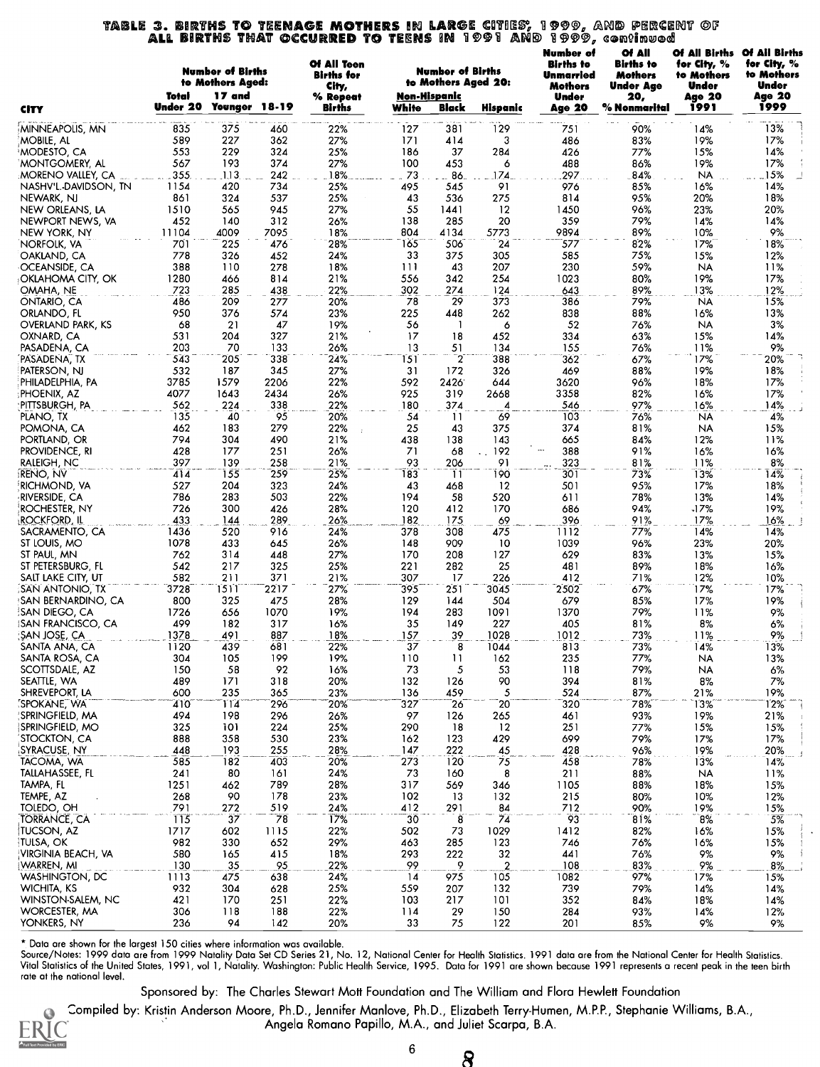# TABLE 3. BIRTHS TO TEENAGE MOTHERS IN LARGE CITIES*, 1999, AND PERCENT OF ALL BIRTHS THAT OCCURRED TO TEENS IN 1991 AND 1999, continued

| CITY | Total Under 20 | Number of Births to Mothers Aged: 17 and Younger | 18-19 | Of All Teen Births for City, % Repeat Births | Number of Births to Mothers Aged 20: Non-Hispanic White | Black | Hispanic | Number of Births to Unmarried Mothers Under Age 20 | Of All Births to Mothers Under Age 20, % Nonmarital | Of All Births for City, % to Mothers Under Age 20 1991 | Of All Births for City, % to Mothers Under Age 20 1999 |
|---|---|---|---|---|---|---|---|---|---|---|---|
| MINNEAPOLIS, MN | 835 | 375 | 460 | 22% | 127 | 381 | 129 | 751 | 90% | 14% | 13% |
| MOBILE, AL | 589 | 227 | 362 | 27% | 171 | 414 | 3 | 486 | 83% | 19% | 17% |
| MODESTO, CA | 553 | 229 | 324 | 25% | 186 | 37 | 284 | 426 | 77% | 15% | 14% |
| MONTGOMERY, AL | 567 | 193 | 374 | 27% | 100 | 453 | 6 | 488 | 86% | 19% | 17% |
| MORENO VALLEY, CA | 355 | 113 | 242 | 18% | 73 | 86 | 174 | 297 | 84% | NA | 15% |
| NASHV'L-DAVIDSON, TN | 1154 | 420 | 734 | 25% | 495 | 545 | 91 | 976 | 85% | 16% | 14% |
| NEWARK, NJ | 861 | 324 | 537 | 25% | 43 | 536 | 275 | 814 | 95% | 20% | 18% |
| NEW ORLEANS, LA | 1510 | 565 | 945 | 27% | 55 | 1441 | 12 | 1450 | 96% | 23% | 20% |
| NEWPORT NEWS, VA | 452 | 140 | 312 | 26% | 138 | 285 | 20 | 359 | 79% | 14% | 14% |
| NEW YORK, NY | 11104 | 4009 | 7095 | 18% | 804 | 4134 | 5773 | 9894 | 89% | 10% | 9% |
| NORFOLK, VA | 701 | 225 | 476 | 28% | 165 | 506 | 24 | 577 | 82% | 17% | 18% |
| OAKLAND, CA | 778 | 326 | 452 | 24% | 33 | 375 | 305 | 585 | 75% | 15% | 12% |
| OCEANSIDE, CA | 388 | 110 | 278 | 18% | 111 | 43 | 207 | 230 | 59% | NA | 11% |
| OKLAHOMA CITY, OK | 1280 | 466 | 814 | 21% | 556 | 342 | 254 | 1023 | 80% | 19% | 17% |
| OMAHA, NE | 723 | 285 | 438 | 22% | 302 | 274 | 124 | 643 | 89% | 13% | 12% |
| ONTARIO, CA | 486 | 209 | 277 | 20% | 78 | 29 | 373 | 386 | 79% | NA | 15% |
| ORLANDO, FL | 950 | 376 | 574 | 23% | 225 | 448 | 262 | 838 | 88% | 16% | 13% |
| OVERLAND PARK, KS | 68 | 21 | 47 | 19% | 56 | 1 | 6 | 52 | 76% | NA | 3% |
| OXNARD, CA | 531 | 204 | 327 | 21% | 17 | 18 | 452 | 334 | 63% | 15% | 14% |
| PASADENA, CA | 203 | 70 | 133 | 26% | 13 | 51 | 134 | 155 | 76% | 11% | 9% |
| PASADENA, TX | 543 | 205 | 338 | 24% | 151 | 2 | 388 | 362 | 67% | 17% | 20% |
| PATERSON, NJ | 532 | 187 | 345 | 27% | 31 | 172 | 326 | 469 | 88% | 19% | 18% |
| PHILADELPHIA, PA | 3785 | 1579 | 2206 | 22% | 592 | 2426 | 644 | 3620 | 96% | 18% | 17% |
| PHOENIX, AZ | 4077 | 1643 | 2434 | 26% | 925 | 319 | 2668 | 3358 | 82% | 16% | 17% |
| PITTSBURGH, PA | 562 | 224 | 338 | 22% | 180 | 374 | 4 | 546 | 97% | 16% | 14% |
| PLANO, TX | 135 | 40 | 95 | 20% | 54 | 11 | 69 | 103 | 76% | NA | 4% |
| POMONA, CA | 462 | 183 | 279 | 22% | 25 | 43 | 375 | 374 | 81% | NA | 15% |
| PORTLAND, OR | 794 | 304 | 490 | 21% | 438 | 138 | 143 | 665 | 84% | 12% | 11% |
| PROVIDENCE, RI | 428 | 177 | 251 | 26% | 71 | 68 | 192 | 388 | 91% | 16% | 16% |
| RALEIGH, NC | 397 | 139 | 258 | 21% | 93 | 206 | 91 | 323 | 81% | 11% | 8% |
| RENO, NV | 414 | 155 | 259 | 25% | 183 | 11 | 190 | 301 | 73% | 13% | 14% |
| RICHMOND, VA | 527 | 204 | 323 | 24% | 43 | 468 | 12 | 501 | 95% | 17% | 18% |
| RIVERSIDE, CA | 786 | 283 | 503 | 22% | 194 | 58 | 520 | 611 | 78% | 13% | 14% |
| ROCHESTER, NY | 726 | 300 | 426 | 28% | 120 | 412 | 170 | 686 | 94% | 17% | 19% |
| ROCKFORD, IL | 433 | 144 | 289 | 26% | 182 | 175 | 69 | 396 | 91% | 17% | 16% |
| SACRAMENTO, CA | 1436 | 520 | 916 | 24% | 378 | 308 | 475 | 1112 | 77% | 14% | 14% |
| ST LOUIS, MO | 1078 | 433 | 645 | 26% | 148 | 909 | 10 | 1039 | 96% | 23% | 20% |
| ST PAUL, MN | 762 | 314 | 448 | 27% | 170 | 208 | 127 | 629 | 83% | 13% | 15% |
| ST PETERSBURG, FL | 542 | 217 | 325 | 25% | 221 | 282 | 25 | 481 | 89% | 18% | 16% |
| SALT LAKE CITY, UT | 582 | 211 | 371 | 21% | 307 | 17 | 226 | 412 | 71% | 12% | 10% |
| SAN ANTONIO, TX | 3728 | 1511 | 2217 | 27% | 395 | 251 | 3045 | 2502 | 67% | 17% | 17% |
| SAN BERNARDINO, CA | 800 | 325 | 475 | 28% | 129 | 144 | 504 | 679 | 85% | 17% | 19% |
| SAN DIEGO, CA | 1726 | 656 | 1070 | 19% | 194 | 283 | 1091 | 1370 | 79% | 11% | 9% |
| SAN FRANCISCO, CA | 499 | 182 | 317 | 16% | 35 | 149 | 227 | 405 | 81% | 8% | 6% |
| SAN JOSE, CA | 1378 | 491 | 887 | 18% | 157 | 39 | 1028 | 1012 | 73% | 11% | 9% |
| SANTA ANA, CA | 1120 | 439 | 681 | 22% | 37 | 8 | 1044 | 813 | 73% | 14% | 13% |
| SANTA ROSA, CA | 304 | 105 | 199 | 19% | 110 | 11 | 162 | 235 | 77% | NA | 13% |
| SCOTTSDALE, AZ | 150 | 58 | 92 | 16% | 73 | 5 | 53 | 118 | 79% | NA | 6% |
| SEATTLE, WA | 489 | 171 | 318 | 20% | 132 | 126 | 90 | 394 | 81% | 8% | 7% |
| SHREVEPORT, LA | 600 | 235 | 365 | 23% | 136 | 459 | 5 | 524 | 87% | 21% | 19% |
| SPOKANE, WA | 410 | 114 | 296 | 20% | 327 | 26 | 20 | 320 | 78% | 13% | 12% |
| SPRINGFIELD, MA | 494 | 198 | 296 | 26% | 97 | 126 | 265 | 461 | 93% | 19% | 21% |
| SPRINGFIELD, MO | 325 | 101 | 224 | 25% | 290 | 18 | 12 | 251 | 77% | 15% | 15% |
| STOCKTON, CA | 888 | 358 | 530 | 23% | 162 | 123 | 429 | 699 | 79% | 17% | 17% |
| SYRACUSE, NY | 448 | 193 | 255 | 28% | 147 | 222 | 45 | 428 | 96% | 19% | 20% |
| TACOMA, WA | 585 | 182 | 403 | 20% | 273 | 120 | 75 | 458 | 78% | 13% | 14% |
| TALLAHASSEE, FL | 241 | 80 | 161 | 24% | 73 | 160 | 8 | 211 | 88% | NA | 11% |
| TAMPA, FL | 1251 | 462 | 789 | 28% | 317 | 569 | 346 | 1105 | 88% | 18% | 15% |
| TEMPE, AZ | 268 | 90 | 178 | 23% | 102 | 13 | 132 | 215 | 80% | 10% | 12% |
| TOLEDO, OH | 791 | 272 | 519 | 24% | 412 | 291 | 84 | 712 | 90% | 19% | 15% |
| TORRANCE, CA | 115 | 37 | 78 | 17% | 30 | 8 | 74 | 93 | 81% | 8% | 5% |
| TUCSON, AZ | 1717 | 602 | 1115 | 22% | 502 | 73 | 1029 | 1412 | 82% | 16% | 15% |
| TULSA, OK | 982 | 330 | 652 | 29% | 463 | 285 | 123 | 746 | 76% | 16% | 15% |
| VIRGINIA BEACH, VA | 580 | 165 | 415 | 18% | 293 | 222 | 32 | 441 | 76% | 9% | 9% |
| WARREN, MI | 130 | 35 | 95 | 22% | 99 | 9 | 2 | 108 | 83% | 9% | 8% |
| WASHINGTON, DC | 1113 | 475 | 638 | 24% | 14 | 975 | 105 | 1082 | 97% | 17% | 15% |
| WICHITA, KS | 932 | 304 | 628 | 25% | 559 | 207 | 132 | 739 | 79% | 14% | 14% |
| WINSTON-SALEM, NC | 421 | 170 | 251 | 22% | 103 | 217 | 101 | 352 | 84% | 18% | 14% |
| WORCESTER, MA | 306 | 118 | 188 | 22% | 114 | 29 | 150 | 284 | 93% | 14% | 12% |
| YONKERS, NY | 236 | 94 | 142 | 20% | 33 | 75 | 122 | 201 | 85% | 9% | 9% |

* Data are shown for the largest 150 cities where information was available.

Source/Notes: 1999 data are from 1999 Natality Data Set CD Series 21, No. 12, National Center for Health Statistics. 1991 data are from the National Center for Health Statistics. Vital Statistics of the United States, 1991, vol 1, Natality. Washington: Public Health Service, 1995. Data for 1991 are shown because 1991 represents a recent peak in the teen birth rate at the national level.

Sponsored by: The Charles Stewart Mott Foundation and The William and Flora Hewlett Foundation

Compiled by: Kristin Anderson Moore, Ph.D., Jennifer Manlove, Ph.D., Elizabeth Terry-Humen, M.P.P., Stephanie Williams, B.A., Angela Romano Papillo, M.A., and Juliet Scarpa, B.A.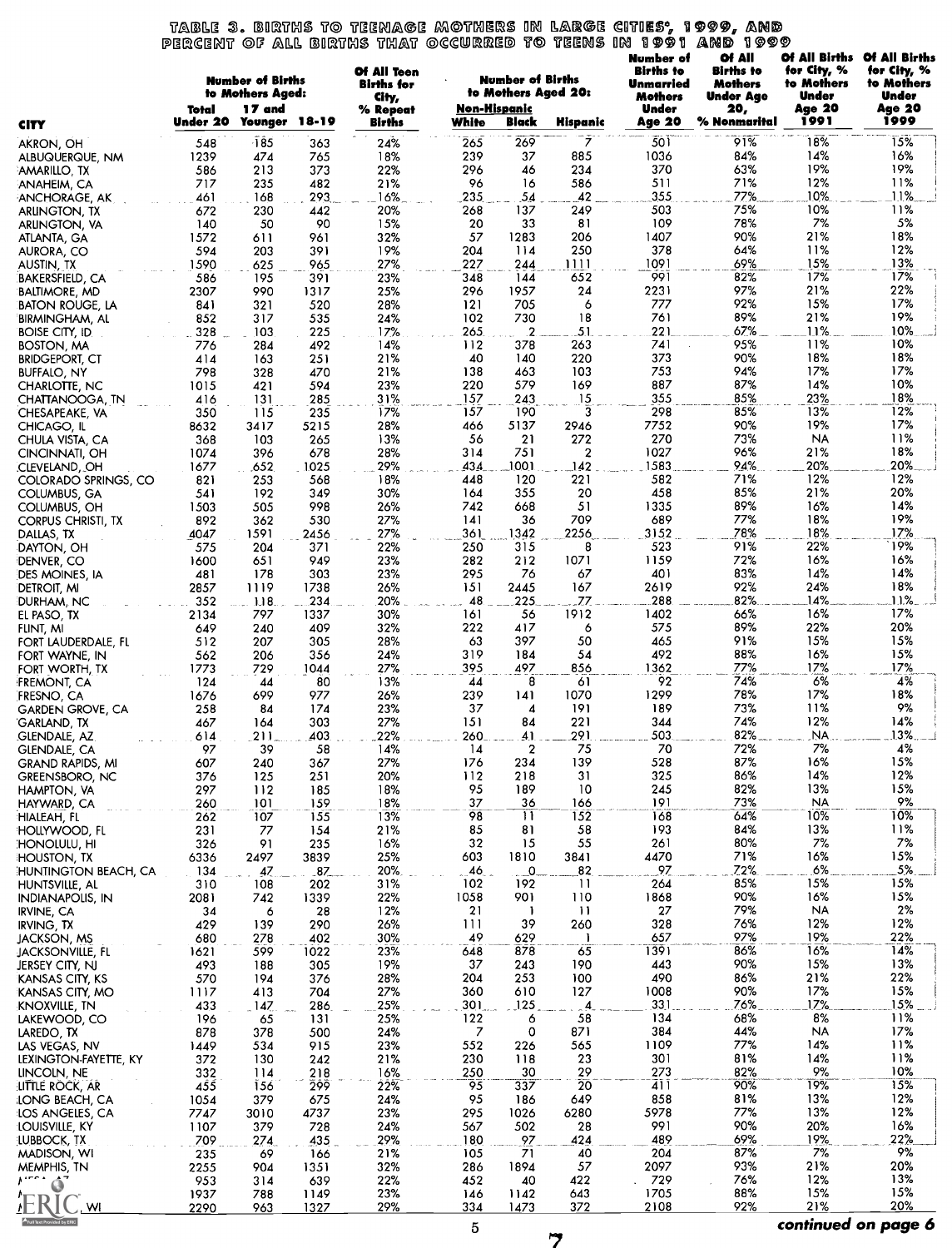# TABLE 3. BIRTHS TO TEENAGE MOTHERS IN LARGE CITIES*, 1999, AND PERCENT OF ALL BIRTHS THAT OCCURRED TO TEENS IN 1991 AND 1999

| CITY | Number of Births to Mothers Aged: Total Under 20 | 17 and Younger | 18-19 | Of All Teen Births for City, % Repeat Births | Number of Births to Mothers Aged 20: Non-Hispanic White | Non-Hispanic Black | Hispanic | Number of Births to Unmarried Mothers Under Age 20 | Of All Births to Mothers Under Age 20, % Nonmarital | Of All Births for City, % to Mothers Under Age 20 1991 | Of All Births for City, % to Mothers Under Age 20 1999 |
|---|---|---|---|---|---|---|---|---|---|---|---|
| AKRON, OH | 548 | 185 | 363 | 24% | 265 | 269 | 7 | 501 | 91% | 18% | 15% |
| ALBUQUERQUE, NM | 1239 | 474 | 765 | 18% | 239 | 37 | 885 | 1036 | 84% | 14% | 16% |
| AMARILLO, TX | 586 | 213 | 373 | 22% | 296 | 46 | 234 | 370 | 63% | 19% | 19% |
| ANAHEIM, CA | 717 | 235 | 482 | 21% | 96 | 16 | 586 | 511 | 71% | 12% | 11% |
| ANCHORAGE, AK | 461 | 168 | 293 | 16% | 235 | 54 | 42 | 355 | 77% | 10% | 11% |
| ARLINGTON, TX | 672 | 230 | 442 | 20% | 268 | 137 | 249 | 503 | 75% | 10% | 11% |
| ARLINGTON, VA | 140 | 50 | 90 | 15% | 20 | 33 | 81 | 109 | 78% | 7% | 5% |
| ATLANTA, GA | 1572 | 611 | 961 | 32% | 57 | 1283 | 206 | 1407 | 90% | 21% | 18% |
| AURORA, CO | 594 | 203 | 391 | 19% | 204 | 114 | 250 | 378 | 64% | 11% | 12% |
| AUSTIN, TX | 1590 | 625 | 965 | 27% | 227 | 244 | 1111 | 1091 | 69% | 15% | 13% |
| BAKERSFIELD, CA | 586 | 195 | 391 | 23% | 348 | 144 | 652 | 991 | 82% | 17% | 17% |
| BALTIMORE, MD | 2307 | 990 | 1317 | 25% | 296 | 1957 | 24 | 2231 | 97% | 21% | 22% |
| BATON ROUGE, LA | 841 | 321 | 520 | 28% | 121 | 705 | 6 | 777 | 92% | 15% | 17% |
| BIRMINGHAM, AL | 852 | 317 | 535 | 24% | 102 | 730 | 18 | 761 | 89% | 21% | 19% |
| BOISE CITY, ID | 328 | 103 | 225 | 17% | 265 | 2 | 51 | 221 | 67% | 11% | 10% |
| BOSTON, MA | 776 | 284 | 492 | 14% | 112 | 378 | 263 | 741 | 95% | 11% | 10% |
| BRIDGEPORT, CT | 414 | 163 | 251 | 21% | 40 | 140 | 220 | 373 | 90% | 18% | 18% |
| BUFFALO, NY | 798 | 328 | 470 | 21% | 138 | 463 | 103 | 753 | 94% | 17% | 17% |
| CHARLOTTE, NC | 1015 | 421 | 594 | 23% | 220 | 579 | 169 | 887 | 87% | 14% | 10% |
| CHATTANOOGA, TN | 416 | 131 | 285 | 31% | 157 | 243 | 15 | 355 | 85% | 23% | 18% |
| CHESAPEAKE, VA | 350 | 115 | 235 | 17% | 157 | 190 | 3 | 298 | 85% | 13% | 12% |
| CHICAGO, IL | 8632 | 3417 | 5215 | 28% | 466 | 5137 | 2946 | 7752 | 90% | 19% | 17% |
| CHULA VISTA, CA | 368 | 103 | 265 | 13% | 56 | 21 | 272 | 270 | 73% | NA | 11% |
| CINCINNATI, OH | 1074 | 396 | 678 | 28% | 314 | 751 | 2 | 1027 | 96% | 21% | 18% |
| CLEVELAND, OH | 1677 | 652 | 1025 | 29% | 434 | 1001 | 142 | 1583 | 94% | 20% | 20% |
| COLORADO SPRINGS, CO | 821 | 253 | 568 | 18% | 448 | 120 | 221 | 582 | 71% | 12% | 12% |
| COLUMBUS, GA | 541 | 192 | 349 | 30% | 164 | 355 | 20 | 458 | 85% | 21% | 20% |
| COLUMBUS, OH | 1503 | 505 | 998 | 26% | 742 | 668 | 51 | 1335 | 89% | 16% | 14% |
| CORPUS CHRISTI, TX | 892 | 362 | 530 | 27% | 141 | 36 | 709 | 689 | 77% | 18% | 19% |
| DALLAS, TX | 4047 | 1591 | 2456 | 27% | 361 | 1342 | 2256 | 3152 | 78% | 18% | 17% |
| DAYTON, OH | 575 | 204 | 371 | 22% | 250 | 315 | 8 | 523 | 91% | 22% | 19% |
| DENVER, CO | 1600 | 651 | 949 | 23% | 282 | 212 | 1071 | 1159 | 72% | 16% | 16% |
| DES MOINES, IA | 481 | 178 | 303 | 23% | 295 | 76 | 67 | 401 | 83% | 14% | 14% |
| DETROIT, MI | 2857 | 1119 | 1738 | 26% | 151 | 2445 | 167 | 2619 | 92% | 24% | 18% |
| DURHAM, NC | 352 | 118 | 234 | 20% | 48 | 225 | 77 | 288 | 82% | 14% | 11% |
| EL PASO, TX | 2134 | 797 | 1337 | 30% | 161 | 56 | 1912 | 1402 | 66% | 16% | 17% |
| FLINT, MI | 649 | 240 | 409 | 32% | 222 | 417 | 6 | 575 | 89% | 22% | 20% |
| FORT LAUDERDALE, FL | 512 | 207 | 305 | 28% | 63 | 397 | 50 | 465 | 91% | 15% | 15% |
| FORT WAYNE, IN | 562 | 206 | 356 | 24% | 319 | 184 | 54 | 492 | 88% | 16% | 15% |
| FORT WORTH, TX | 1773 | 729 | 1044 | 27% | 395 | 497 | 856 | 1362 | 77% | 17% | 17% |
| FREMONT, CA | 124 | 44 | 80 | 13% | 44 | 8 | 61 | 92 | 74% | 6% | 4% |
| FRESNO, CA | 1676 | 699 | 977 | 26% | 239 | 141 | 1070 | 1299 | 78% | 17% | 18% |
| GARDEN GROVE, CA | 258 | 84 | 174 | 23% | 37 | 4 | 191 | 189 | 73% | 11% | 9% |
| GARLAND, TX | 467 | 164 | 303 | 27% | 151 | 84 | 221 | 344 | 74% | 12% | 14% |
| GLENDALE, AZ | 614 | 211 | 403 | 22% | 260 | 41 | 291 | 503 | 82% | NA | 13% |
| GLENDALE, CA | 97 | 39 | 58 | 14% | 14 | 2 | 75 | 70 | 72% | 7% | 4% |
| GRAND RAPIDS, MI | 607 | 240 | 367 | 27% | 176 | 234 | 139 | 528 | 87% | 16% | 15% |
| GREENSBORO, NC | 376 | 125 | 251 | 20% | 112 | 218 | 31 | 325 | 86% | 14% | 12% |
| HAMPTON, VA | 297 | 112 | 185 | 18% | 95 | 189 | 10 | 245 | 82% | 13% | 15% |
| HAYWARD, CA | 260 | 101 | 159 | 18% | 37 | 36 | 166 | 191 | 73% | NA | 9% |
| HIALEAH, FL | 262 | 107 | 155 | 13% | 98 | 11 | 152 | 168 | 64% | 10% | 10% |
| HOLLYWOOD, FL | 231 | 77 | 154 | 21% | 85 | 81 | 58 | 193 | 84% | 13% | 11% |
| HONOLULU, HI | 326 | 91 | 235 | 16% | 32 | 15 | 55 | 261 | 80% | 7% | 7% |
| HOUSTON, TX | 6336 | 2497 | 3839 | 25% | 603 | 1810 | 3841 | 4470 | 71% | 16% | 15% |
| HUNTINGTON BEACH, CA | 134 | 47 | 87 | 20% | 46 | 0 | 82 | 97 | 72% | 6% | 5% |
| HUNTSVILLE, AL | 310 | 108 | 202 | 31% | 102 | 192 | 11 | 264 | 85% | 15% | 15% |
| INDIANAPOLIS, IN | 2081 | 742 | 1339 | 22% | 1058 | 901 | 110 | 1868 | 90% | 16% | 15% |
| IRVINE, CA | 34 | 6 | 28 | 12% | 21 | 1 | 11 | 27 | 79% | NA | 2% |
| IRVING, TX | 429 | 139 | 290 | 26% | 111 | 39 | 260 | 328 | 76% | 12% | 12% |
| JACKSON, MS | 680 | 278 | 402 | 30% | 49 | 629 | 1 | 657 | 97% | 19% | 22% |
| JACKSONVILLE, FL | 1621 | 599 | 1022 | 23% | 648 | 878 | 65 | 1391 | 86% | 16% | 14% |
| JERSEY CITY, NJ | 493 | 188 | 305 | 19% | 37 | 243 | 190 | 443 | 90% | 15% | 13% |
| KANSAS CITY, KS | 570 | 194 | 376 | 28% | 204 | 253 | 100 | 490 | 86% | 21% | 22% |
| KANSAS CITY, MO | 1117 | 413 | 704 | 27% | 360 | 610 | 127 | 1008 | 90% | 17% | 15% |
| KNOXVILLE, TN | 433 | 147 | 286 | 25% | 301 | 125 | 4 | 331 | 76% | 17% | 15% |
| LAKEWOOD, CO | 196 | 65 | 131 | 25% | 122 | 6 | 58 | 134 | 68% | 8% | 11% |
| LAREDO, TX | 878 | 378 | 500 | 24% | 7 | 0 | 871 | 384 | 44% | NA | 17% |
| LAS VEGAS, NV | 1449 | 534 | 915 | 23% | 552 | 226 | 565 | 1109 | 77% | 14% | 11% |
| LEXINGTON-FAYETTE, KY | 372 | 130 | 242 | 21% | 230 | 118 | 23 | 301 | 81% | 14% | 11% |
| LINCOLN, NE | 332 | 114 | 218 | 16% | 250 | 30 | 29 | 273 | 82% | 9% | 10% |
| LITTLE ROCK, AR | 455 | 156 | 299 | 22% | 95 | 337 | 20 | 411 | 90% | 19% | 15% |
| LONG BEACH, CA | 1054 | 379 | 675 | 24% | 95 | 186 | 649 | 858 | 81% | 13% | 12% |
| LOS ANGELES, CA | 7747 | 3010 | 4737 | 23% | 295 | 1026 | 6280 | 5978 | 77% | 13% | 12% |
| LOUISVILLE, KY | 1107 | 379 | 728 | 24% | 567 | 502 | 28 | 991 | 90% | 20% | 16% |
| LUBBOCK, TX | 709 | 274 | 435 | 29% | 180 | 97 | 424 | 489 | 69% | 19% | 22% |
| MADISON, WI | 235 | 69 | 166 | 21% | 105 | 71 | 40 | 204 | 87% | 7% | 9% |
| MEMPHIS, TN | 2255 | 904 | 1351 | 32% | 286 | 1894 | 57 | 2097 | 93% | 21% | 20% |
| MESA, AZ | 953 | 314 | 639 | 22% | 452 | 40 | 422 | 729 | 76% | 12% | 13% |
| M… | 1937 | 788 | 1149 | 23% | 146 | 1142 | 643 | 1705 | 88% | 15% | 15% |
| M…, WI | 2290 | 963 | 1327 | 29% | 334 | 1473 | 372 | 2108 | 92% | 21% | 20% |

*continued on page 6*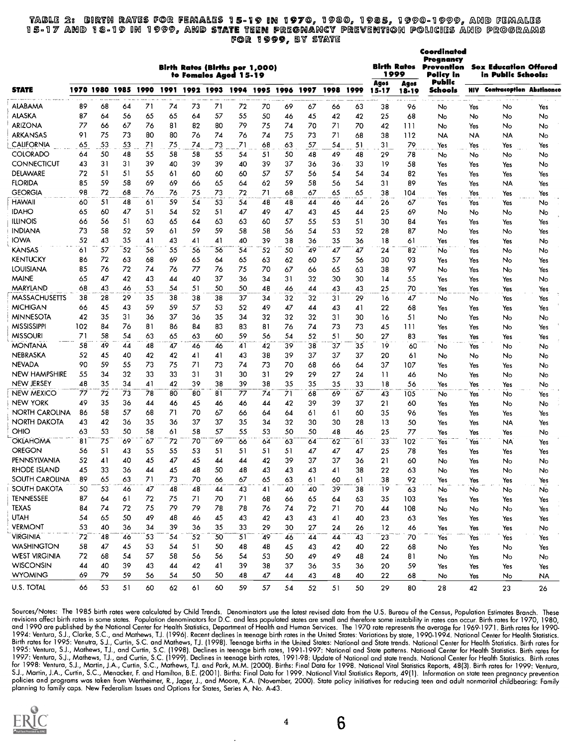# TABLE 2: BIRTH RATES FOR FEMALES 15-19 IN 1970, 1980, 1985, 1990-1999, AND FEMALES 15-17 AND 18-19 IN 1999, AND STATE TEEN PREGNANCY PREVENTION POLICIES AND PROGRAMS FOR 1999, BY STATE

| STATE | Birth Rates (Births per 1,000) to Females Aged 15-19 | | | | | | | | | | | | | Birth Rates 1999 | | Coordinated Pregnancy Prevention Policy in Public Schools | Sex Education Offered in Public Schools: | | |
|---|---|---|---|---|---|---|---|---|---|---|---|---|---|---|---|---|---|---|---|
| | 1970 | 1980 | 1985 | 1990 | 1991 | 1992 | 1993 | 1994 | 1995 | 1996 | 1997 | 1998 | 1999 | Ages 15-17 | Ages 18-19 | | HIV | Contraception | Abstinence |
| ALABAMA | 89 | 68 | 64 | 71 | 74 | 73 | 71 | 72 | 70 | 69 | 67 | 66 | 63 | 38 | 96 | No | Yes | No | Yes |
| ALASKA | 87 | 64 | 56 | 65 | 65 | 64 | 57 | 55 | 50 | 46 | 45 | 42 | 42 | 25 | 68 | No | No | No | No |
| ARIZONA | 77 | 66 | 67 | 76 | 81 | 82 | 80 | 79 | 75 | 74 | 70 | 71 | 70 | 42 | 111 | No | Yes | No | No |
| ARKANSAS | 91 | 75 | 73 | 80 | 80 | 76 | 74 | 76 | 74 | 75 | 73 | 71 | 68 | 38 | 112 | NA | NA | NA | No |
| CALIFORNIA | 65 | 53 | 53 | 71 | 75 | 74 | 73 | 71 | 68 | 63 | 57 | 54 | 51 | 31 | 79 | Yes | Yes | Yes | Yes |
| COLORADO | 64 | 50 | 48 | 55 | 58 | 58 | 55 | 54 | 51 | 50 | 48 | 49 | 48 | 29 | 78 | No | No | No | No |
| CONNECTICUT | 43 | 31 | 31 | 39 | 40 | 39 | 39 | 40 | 39 | 37 | 36 | 36 | 33 | 19 | 58 | Yes | Yes | Yes | No |
| DELAWARE | 72 | 51 | 51 | 55 | 61 | 60 | 60 | 60 | 57 | 57 | 56 | 54 | 54 | 34 | 82 | Yes | Yes | Yes | Yes |
| FLORIDA | 85 | 59 | 58 | 69 | 69 | 66 | 65 | 64 | 62 | 59 | 58 | 56 | 54 | 31 | 89 | Yes | Yes | NA | Yes |
| GEORGIA | 98 | 72 | 68 | 76 | 76 | 75 | 73 | 72 | 71 | 68 | 67 | 65 | 65 | 38 | 104 | Yes | Yes | Yes | Yes |
| HAWAII | 60 | 51 | 48 | 61 | 59 | 54 | 53 | 54 | 48 | 48 | 44 | 46 | 44 | 26 | 67 | Yes | Yes | Yes | No |
| IDAHO | 65 | 60 | 47 | 51 | 54 | 52 | 51 | 47 | 49 | 47 | 43 | 45 | 44 | 25 | 69 | No | No | No | No |
| ILLINOIS | 66 | 56 | 51 | 63 | 65 | 64 | 63 | 63 | 60 | 57 | 55 | 53 | 51 | 30 | 84 | Yes | Yes | Yes | Yes |
| INDIANA | 73 | 58 | 52 | 59 | 61 | 59 | 59 | 58 | 58 | 56 | 54 | 53 | 52 | 28 | 87 | No | Yes | No | Yes |
| IOWA | 52 | 43 | 35 | 41 | 43 | 41 | 41 | 40 | 39 | 38 | 36 | 35 | 36 | 18 | 61 | Yes | Yes | Yes | No |
| KANSAS | 61 | 57 | 52 | 56 | 55 | 56 | 56 | 54 | 52 | 50 | 49 | 47 | 47 | 24 | 82 | No | Yes | No | No |
| KENTUCKY | 86 | 72 | 63 | 68 | 69 | 65 | 64 | 65 | 63 | 62 | 60 | 57 | 56 | 30 | 93 | Yes | Yes | No | Yes |
| LOUISIANA | 85 | 76 | 72 | 74 | 76 | 77 | 76 | 75 | 70 | 67 | 66 | 65 | 63 | 38 | 97 | No | Yes | No | Yes |
| MAINE | 65 | 47 | 42 | 43 | 44 | 40 | 37 | 36 | 34 | 31 | 32 | 30 | 30 | 14 | 55 | Yes | Yes | Yes | No |
| MARYLAND | 68 | 43 | 46 | 53 | 54 | 51 | 50 | 50 | 48 | 46 | 44 | 43 | 43 | 25 | 70 | Yes | Yes | Yes | Yes |
| MASSACHUSETTS | 38 | 28 | 29 | 35 | 38 | 38 | 38 | 37 | 34 | 32 | 32 | 31 | 29 | 16 | 47 | No | No | Yes | Yes |
| MICHIGAN | 66 | 45 | 43 | 59 | 59 | 57 | 53 | 52 | 49 | 47 | 44 | 43 | 41 | 22 | 68 | Yes | Yes | Yes | Yes |
| MINNESOTA | 42 | 35 | 31 | 36 | 37 | 36 | 35 | 34 | 32 | 32 | 32 | 31 | 30 | 16 | 51 | No | Yes | No | No |
| MISSISSIPPI | 102 | 84 | 76 | 81 | 86 | 84 | 83 | 83 | 81 | 76 | 74 | 73 | 73 | 45 | 111 | Yes | Yes | No | Yes |
| MISSOURI | 71 | 58 | 54 | 63 | 65 | 63 | 60 | 59 | 56 | 54 | 52 | 51 | 50 | 27 | 83 | Yes | Yes | Yes | Yes |
| MONTANA | 58 | 49 | 44 | 48 | 47 | 46 | 46 | 41 | 42 | 39 | 38 | 37 | 35 | 19 | 60 | No | Yes | No | No |
| NEBRASKA | 52 | 45 | 40 | 42 | 42 | 41 | 41 | 43 | 38 | 39 | 37 | 37 | 37 | 20 | 61 | No | No | No | No |
| NEVADA | 90 | 59 | 55 | 73 | 75 | 71 | 73 | 74 | 73 | 70 | 68 | 66 | 64 | 37 | 107 | Yes | Yes | Yes | No |
| NEW HAMPSHIRE | 55 | 34 | 32 | 33 | 33 | 31 | 31 | 30 | 31 | 29 | 29 | 27 | 24 | 11 | 46 | No | Yes | No | No |
| NEW JERSEY | 48 | 35 | 34 | 41 | 42 | 39 | 38 | 39 | 38 | 35 | 35 | 35 | 33 | 18 | 56 | Yes | Yes | Yes | No |
| NEW MEXICO | 77 | 72 | 73 | 78 | 80 | 80 | 81 | 77 | 74 | 71 | 68 | 69 | 67 | 43 | 105 | No | Yes | No | Yes |
| NEW YORK | 49 | 35 | 36 | 44 | 46 | 45 | 46 | 46 | 44 | 42 | 39 | 39 | 37 | 21 | 60 | Yes | Yes | No | No |
| NORTH CAROLINA | 86 | 58 | 57 | 68 | 71 | 70 | 67 | 66 | 64 | 64 | 61 | 61 | 60 | 35 | 96 | Yes | Yes | Yes | Yes |
| NORTH DAKOTA | 43 | 42 | 36 | 35 | 36 | 37 | 37 | 35 | 34 | 32 | 30 | 30 | 28 | 13 | 50 | Yes | Yes | NA | Yes |
| OHIO | 63 | 53 | 50 | 58 | 61 | 58 | 57 | 55 | 53 | 50 | 50 | 48 | 46 | 25 | 77 | Yes | Yes | Yes | No |
| OKLAHOMA | 81 | 75 | 69 | 67 | 72 | 70 | 69 | 66 | 64 | 63 | 64 | 62 | 61 | 33 | 102 | Yes | Yes | NA | Yes |
| OREGON | 56 | 51 | 43 | 55 | 55 | 53 | 51 | 51 | 51 | 51 | 47 | 47 | 47 | 25 | 78 | Yes | Yes | Yes | Yes |
| PENNSYLVANIA | 52 | 41 | 40 | 45 | 47 | 45 | 44 | 44 | 42 | 39 | 37 | 37 | 36 | 21 | 60 | No | Yes | No | No |
| RHODE ISLAND | 45 | 33 | 36 | 44 | 45 | 48 | 50 | 48 | 43 | 43 | 43 | 41 | 38 | 22 | 63 | No | Yes | No | No |
| SOUTH CAROLINA | 89 | 65 | 63 | 71 | 73 | 70 | 66 | 67 | 65 | 63 | 61 | 60 | 61 | 38 | 92 | Yes | Yes | Yes | Yes |
| SOUTH DAKOTA | 50 | 53 | 46 | 47 | 48 | 48 | 44 | 43 | 41 | 40 | 40 | 39 | 38 | 19 | 63 | No | No | No | No |
| TENNESSEE | 87 | 64 | 61 | 72 | 75 | 71 | 70 | 71 | 68 | 66 | 65 | 64 | 63 | 35 | 103 | Yes | Yes | Yes | Yes |
| TEXAS | 84 | 74 | 72 | 75 | 79 | 79 | 78 | 78 | 76 | 74 | 72 | 71 | 70 | 44 | 108 | No | No | No | Yes |
| UTAH | 54 | 65 | 50 | 49 | 48 | 46 | 45 | 43 | 42 | 43 | 43 | 41 | 40 | 23 | 63 | Yes | Yes | Yes | Yes |
| VERMONT | 53 | 40 | 36 | 34 | 39 | 36 | 35 | 33 | 29 | 30 | 27 | 24 | 26 | 12 | 46 | Yes | Yes | Yes | No |
| VIRGINIA | 72 | 48 | 46 | 53 | 54 | 52 | 50 | 51 | 49 | 46 | 44 | 44 | 43 | 23 | 70 | Yes | Yes | Yes | Yes |
| WASHINGTON | 58 | 47 | 45 | 53 | 54 | 51 | 50 | 48 | 48 | 45 | 43 | 42 | 40 | 22 | 68 | No | Yes | No | Yes |
| WEST VIRGINIA | 72 | 68 | 54 | 57 | 58 | 56 | 56 | 54 | 53 | 50 | 49 | 49 | 48 | 24 | 81 | No | Yes | No | No |
| WISCONSIN | 44 | 40 | 39 | 43 | 44 | 42 | 41 | 39 | 38 | 37 | 36 | 35 | 36 | 20 | 59 | Yes | Yes | Yes | Yes |
| WYOMING | 69 | 79 | 59 | 56 | 54 | 50 | 50 | 48 | 47 | 44 | 43 | 48 | 40 | 22 | 68 | No | Yes | No | NA |
| U.S. TOTAL | 66 | 53 | 51 | 60 | 62 | 61 | 60 | 59 | 57 | 54 | 52 | 51 | 50 | 29 | 80 | 28 | 42 | 23 | 26 |

Sources/Notes: The 1985 birth rates were calculated by Child Trends. Denominators use the latest revised data from the U.S. Bureau of the Census, Population Estimates Branch. These revisions affect birth rates in some states. Population denominators for D.C. and less populated states are small and therefore some instability in rates can occur. Birth rates for 1970, 1980, and 1990 are published by the National Center for Health Statistics, Department of Health and Human Services. The 1970 rate represents the average for 1969-1971. Birth rates for 1990-1994: Ventura, S.J., Clarke, S.C., and Mathews, T.J. (1996). Recent declines in teenage birth rates in the United States: Variations by state, 1990-1994. National Center for Health Statistics. Birth rates for 1995: Venutra, S.J., Curtin, S.C. and Mathews, T.J. (1998). Teenage births in the United States: National and State trends. National Center for Health Statistics. Birth rates for 1995: Ventura, S.J., Mathews, T.J., and Curtin, S.C. (1998). Declines in teenage birth rates, 1991-1997: National and State patterns. National Center for Health Statistics. Birth rates for 1997: Ventura, S.J., Mathews, T.J., and Curtin, S.C. (1999). Declines in teenage birth rates, 1991-98: Update of National and state trends. National Center for Health Statistics. Birth rates for 1998: Ventura, S.J., Martin, J.A., Curtin, S.C., Mathews, T.J. and Park, M.M. (2000). Births: Final Data for 1998. National Vital Statistics Reports, 48(3). Birth rates for 1999: Ventura, S.J., Martin, J.A., Curtin, S.C., Menacker, F. and Hamilton, B.E. (2001). Births: Final Data for 1999. National Vital Statistics Reports, 49(1). Information on state teen pregnancy prevention policies and programs was taken from Wertheimer, R., Jager, J., and Moore, K.A. (November, 2000). State policy initiatives for reducing teen and adult nonmarital childbearing: Family planning to family caps. New Federalism Issues and Options for States, Series A, No. A-43.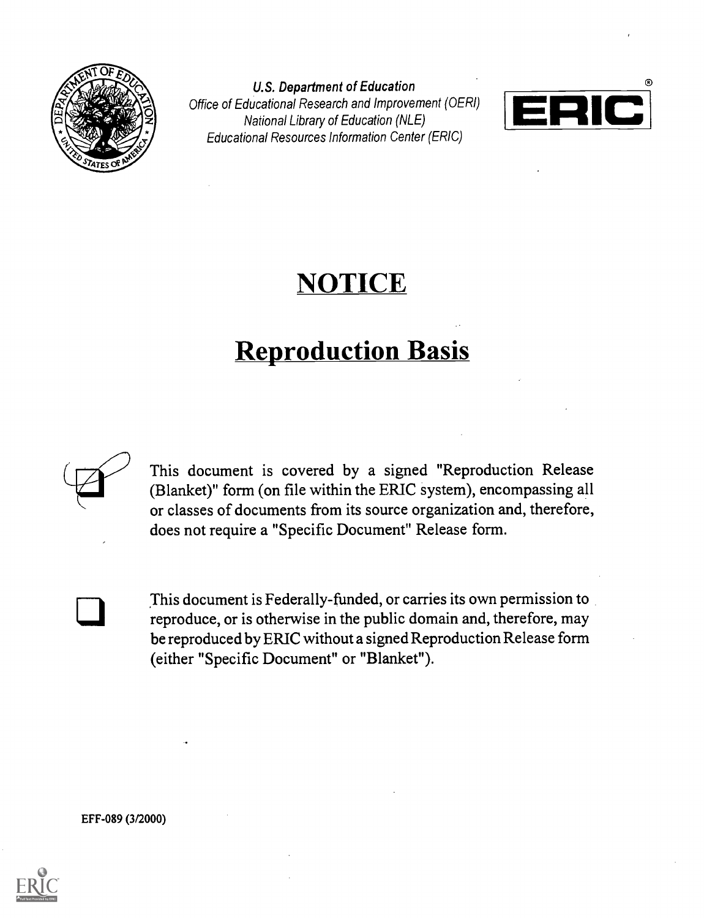*U.S. Department of Education*
*Office of Educational Research and Improvement (OERI)*
*National Library of Education (NLE)*
*Educational Resources Information Center (ERIC)*

ERIC®

# NOTICE

# Reproduction Basis

- [x] This document is covered by a signed "Reproduction Release (Blanket)" form (on file within the ERIC system), encompassing all or classes of documents from its source organization and, therefore, does not require a "Specific Document" Release form.

- [ ] This document is Federally-funded, or carries its own permission to reproduce, or is otherwise in the public domain and, therefore, may be reproduced by ERIC without a signed Reproduction Release form (either "Specific Document" or "Blanket").

EFF-089 (3/2000)